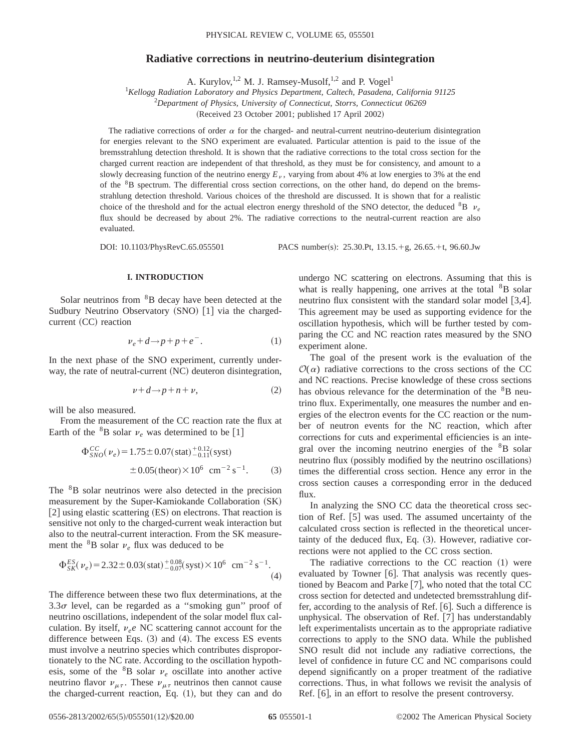# Radiative corrections in neutrino-deuterium disintegration

A. Kurylov,[1,2] M. J. Ramsey-Musolf,[1,2] and P. Vogel[1]

[1]*Kellogg Radiation Laboratory and Physics Department, Caltech, Pasadena, California 91125*

[2]*Department of Physics, University of Connecticut, Storrs, Connecticut 06269*

(Received 23 October 2001; published 17 April 2002)

The radiative corrections of order $\alpha$ for the charged- and neutral-current neutrino-deuterium disintegration for energies relevant to the SNO experiment are evaluated. Particular attention is paid to the issue of the bremsstrahlung detection threshold. It is shown that the radiative corrections to the total cross section for the charged current reaction are independent of that threshold, as they must be for consistency, and amount to a slowly decreasing function of the neutrino energy $E_\nu$, varying from about 4% at low energies to 3% at the end of the $^8$B spectrum. The differential cross section corrections, on the other hand, do depend on the bremsstrahlung detection threshold. Various choices of the threshold are discussed. It is shown that for a realistic choice of the threshold and for the actual electron energy threshold of the SNO detector, the deduced $^8$B $\nu_e$ flux should be decreased by about 2%. The radiative corrections to the neutral-current reaction are also evaluated.

DOI: 10.1103/PhysRevC.65.055501 PACS number(s): 25.30.Pt, 13.15.+g, 26.65.+t, 96.60.Jw

## I. INTRODUCTION

Solar neutrinos from $^8$B decay have been detected at the Sudbury Neutrino Observatory (SNO) [1] via the charged-current (CC) reaction

$$\nu_e + d \to p + p + e^-. \tag{1}$$

In the next phase of the SNO experiment, currently underway, the rate of neutral-current (NC) deuteron disintegration,

$$\nu + d \to p + n + \nu, \tag{2}$$

will be also measured.

From the measurement of the CC reaction rate the flux at Earth of the $^8$B solar $\nu_e$ was determined to be [1]

$$\Phi_{SNO}^{CC}(\nu_e) = 1.75 \pm 0.07(\text{stat})^{+0.12}_{-0.11}(\text{syst}) \pm 0.05(\text{theor}) \times 10^6 \ \text{cm}^{-2}\,\text{s}^{-1}. \tag{3}$$

The $^8$B solar neutrinos were also detected in the precision measurement by the Super-Kamiokande Collaboration (SK) [2] using elastic scattering (ES) on electrons. That reaction is sensitive not only to the charged-current weak interaction but also to the neutral-current interaction. From the SK measurement the $^8$B solar $\nu_e$ flux was deduced to be

$$\Phi_{SK}^{ES}(\nu_e) = 2.32 \pm 0.03(\text{stat})^{+0.08}_{-0.07}(\text{syst}) \times 10^6 \ \text{cm}^{-2}\,\text{s}^{-1}. \tag{4}$$

The difference between these two flux determinations, at the $3.3\sigma$ level, can be regarded as a "smoking gun" proof of neutrino oscillations, independent of the solar model flux calculation. By itself, $\nu_e e$ NC scattering cannot account for the difference between Eqs. (3) and (4). The excess ES events must involve a neutrino species which contributes disproportionately to the NC rate. According to the oscillation hypothesis, some of the $^8$B solar $\nu_e$ oscillate into another active neutrino flavor $\nu_{\mu\tau}$. These $\nu_{\mu\tau}$ neutrinos then cannot cause the charged-current reaction, Eq. (1), but they can and do undergo NC scattering on electrons. Assuming that this is what is really happening, one arrives at the total $^8$B solar neutrino flux consistent with the standard solar model [3,4]. This agreement may be used as supporting evidence for the oscillation hypothesis, which will be further tested by comparing the CC and NC reaction rates measured by the SNO experiment alone.

The goal of the present work is the evaluation of the $\mathcal{O}(\alpha)$ radiative corrections to the cross sections of the CC and NC reactions. Precise knowledge of these cross sections has obvious relevance for the determination of the $^8$B neutrino flux. Experimentally, one measures the number and energies of the electron events for the CC reaction or the number of neutron events for the NC reaction, which after corrections for cuts and experimental efficiencies is an integral over the incoming neutrino energies of the $^8$B solar neutrino flux (possibly modified by the neutrino oscillations) times the differential cross section. Hence any error in the cross section causes a corresponding error in the deduced flux.

In analyzing the SNO CC data the theoretical cross section of Ref. [5] was used. The assumed uncertainty of the calculated cross section is reflected in the theoretical uncertainty of the deduced flux, Eq. (3). However, radiative corrections were not applied to the CC cross section.

The radiative corrections to the CC reaction (1) were evaluated by Towner [6]. That analysis was recently questioned by Beacom and Parke [7], who noted that the total CC cross section for detected and undetected bremsstrahlung differ, according to the analysis of Ref. [6]. Such a difference is unphysical. The observation of Ref. [7] has understandably left experimentalists uncertain as to the appropriate radiative corrections to apply to the SNO data. While the published SNO result did not include any radiative corrections, the level of confidence in future CC and NC comparisons could depend significantly on a proper treatment of the radiative corrections. Thus, in what follows we revisit the analysis of Ref. [6], in an effort to resolve the present controversy.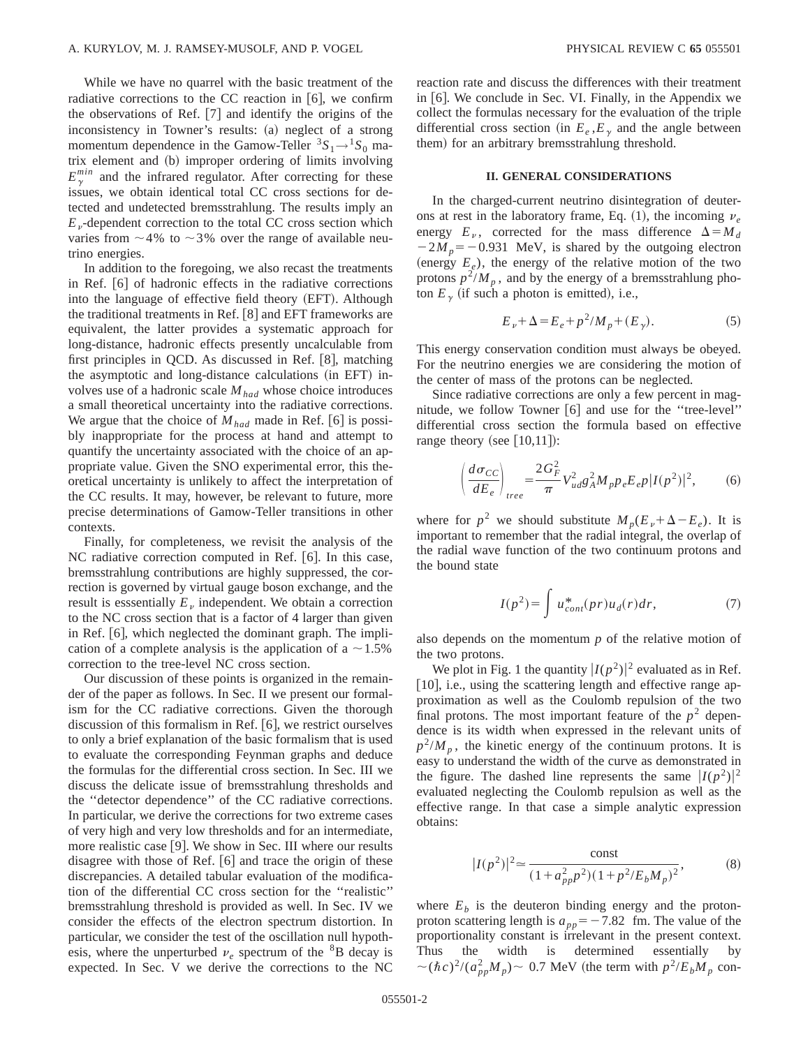While we have no quarrel with the basic treatment of the radiative corrections to the CC reaction in [6], we confirm the observations of Ref. [7] and identify the origins of the inconsistency in Towner's results: (a) neglect of a strong momentum dependence in the Gamow-Teller $^3S_1 \rightarrow {}^1S_0$ matrix element and (b) improper ordering of limits involving $E_\gamma^{min}$ and the infrared regulator. After correcting for these issues, we obtain identical total CC cross sections for detected and undetected bremsstrahlung. The results imply an $E_\nu$-dependent correction to the total CC cross section which varies from $\sim$4% to $\sim$3% over the range of available neutrino energies.

In addition to the foregoing, we also recast the treatments in Ref. [6] of hadronic effects in the radiative corrections into the language of effective field theory (EFT). Although the traditional treatments in Ref. [8] and EFT frameworks are equivalent, the latter provides a systematic approach for long-distance, hadronic effects presently uncalculable from first principles in QCD. As discussed in Ref. [8], matching the asymptotic and long-distance calculations (in EFT) involves use of a hadronic scale $M_{had}$ whose choice introduces a small theoretical uncertainty into the radiative corrections. We argue that the choice of $M_{had}$ made in Ref. [6] is possibly inappropriate for the process at hand and attempt to quantify the uncertainty associated with the choice of an appropriate value. Given the SNO experimental error, this theoretical uncertainty is unlikely to affect the interpretation of the CC results. It may, however, be relevant to future, more precise determinations of Gamow-Teller transitions in other contexts.

Finally, for completeness, we revisit the analysis of the NC radiative correction computed in Ref. [6]. In this case, bremsstrahlung contributions are highly suppressed, the correction is governed by virtual gauge boson exchange, and the result is esssentially $E_\nu$ independent. We obtain a correction to the NC cross section that is a factor of 4 larger than given in Ref. [6], which neglected the dominant graph. The implication of a complete analysis is the application of a $\sim$1.5% correction to the tree-level NC cross section.

Our discussion of these points is organized in the remainder of the paper as follows. In Sec. II we present our formalism for the CC radiative corrections. Given the thorough discussion of this formalism in Ref. [6], we restrict ourselves to only a brief explanation of the basic formalism that is used to evaluate the corresponding Feynman graphs and deduce the formulas for the differential cross section. In Sec. III we discuss the delicate issue of bremsstrahlung thresholds and the "detector dependence" of the CC radiative corrections. In particular, we derive the corrections for two extreme cases of very high and very low thresholds and for an intermediate, more realistic case [9]. We show in Sec. III where our results disagree with those of Ref. [6] and trace the origin of these discrepancies. A detailed tabular evaluation of the modification of the differential CC cross section for the "realistic" bremsstrahlung threshold is provided as well. In Sec. IV we consider the effects of the electron spectrum distortion. In particular, we consider the test of the oscillation null hypothesis, where the unperturbed $\nu_e$ spectrum of the $^8$B decay is expected. In Sec. V we derive the corrections to the NC reaction rate and discuss the differences with their treatment in [6]. We conclude in Sec. VI. Finally, in the Appendix we collect the formulas necessary for the evaluation of the triple differential cross section (in $E_e, E_\gamma$ and the angle between them) for an arbitrary bremsstrahlung threshold.

## II. GENERAL CONSIDERATIONS

In the charged-current neutrino disintegration of deuterons at rest in the laboratory frame, Eq. (1), the incoming $\nu_e$ energy $E_\nu$, corrected for the mass difference $\Delta = M_d - 2M_p = -0.931$ MeV, is shared by the outgoing electron (energy $E_e$), the energy of the relative motion of the two protons $p^2/M_p$, and by the energy of a bremsstrahlung photon $E_\gamma$ (if such a photon is emitted), i.e.,

$$E_\nu + \Delta = E_e + p^2/M_p + (E_\gamma). \tag{5}$$

This energy conservation condition must always be obeyed. For the neutrino energies we are considering the motion of the center of mass of the protons can be neglected.

Since radiative corrections are only a few percent in magnitude, we follow Towner [6] and use for the "tree-level" differential cross section the formula based on effective range theory (see [10,11]):

$$\left(\frac{d\sigma_{CC}}{dE_e}\right)_{tree} = \frac{2G_F^2}{\pi} V_{ud}^2 g_A^2 M_p p_e E_e p |I(p^2)|^2, \tag{6}$$

where for $p^2$ we should substitute $M_p(E_\nu + \Delta - E_e)$. It is important to remember that the radial integral, the overlap of the radial wave function of the two continuum protons and the bound state

$$I(p^2) = \int u_{cont}^*(pr) u_d(r) dr, \tag{7}$$

also depends on the momentum $p$ of the relative motion of the two protons.

We plot in Fig. 1 the quantity $|I(p^2)|^2$ evaluated as in Ref. [10], i.e., using the scattering length and effective range approximation as well as the Coulomb repulsion of the two final protons. The most important feature of the $p^2$ dependence is its width when expressed in the relevant units of $p^2/M_p$, the kinetic energy of the continuum protons. It is easy to understand the width of the curve as demonstrated in the figure. The dashed line represents the same $|I(p^2)|^2$ evaluated neglecting the Coulomb repulsion as well as the effective range. In that case a simple analytic expression obtains:

$$|I(p^2)|^2 \simeq \frac{\text{const}}{(1 + a_{pp}^2 p^2)(1 + p^2/E_b M_p)^2}, \tag{8}$$

where $E_b$ is the deuteron binding energy and the proton-proton scattering length is $a_{pp} = -7.82$ fm. The value of the proportionality constant is irrelevant in the present context. Thus the width is determined essentially by $\sim(\hbar c)^2/(a_{pp}^2 M_p) \sim$ 0.7 MeV (the term with $p^2/E_b M_p$ con-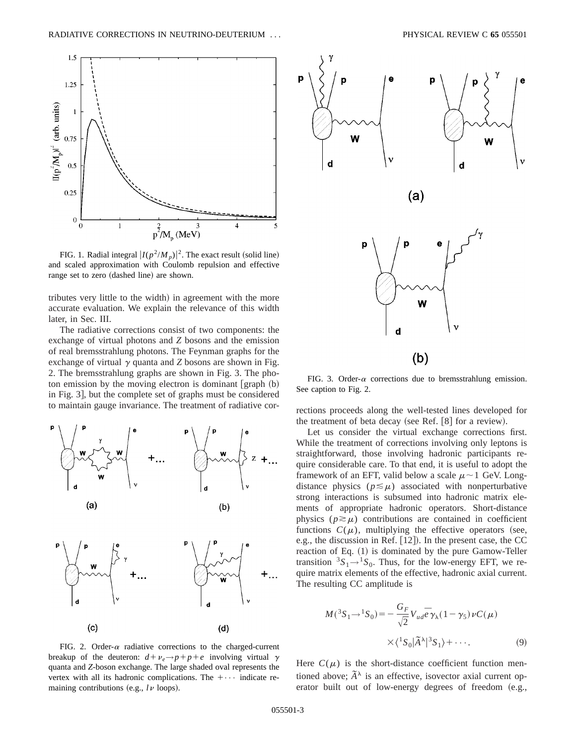FIG. 1. Radial integral $|I(p^2/M_p)|^2$. The exact result (solid line) and scaled approximation with Coulomb repulsion and effective range set to zero (dashed line) are shown.

tributes very little to the width) in agreement with the more accurate evaluation. We explain the relevance of this width later, in Sec. III.

The radiative corrections consist of two components: the exchange of virtual photons and $Z$ bosons and the emission of real bremsstrahlung photons. The Feynman graphs for the exchange of virtual $\gamma$ quanta and $Z$ bosons are shown in Fig. 2. The bremsstrahlung graphs are shown in Fig. 3. The photon emission by the moving electron is dominant [graph (b) in Fig. 3], but the complete set of graphs must be considered to maintain gauge invariance. The treatment of radiative corrections proceeds along the well-tested lines developed for the treatment of beta decay (see Ref. [8] for a review).

FIG. 2. Order-$\alpha$ radiative corrections to the charged-current breakup of the deuteron: $d+\nu_e\rightarrow p+p+e$ involving virtual $\gamma$ quanta and $Z$-boson exchange. The large shaded oval represents the vertex with all its hadronic complications. The $+\cdots$ indicate remaining contributions (e.g., $l\nu$ loops).

FIG. 3. Order-$\alpha$ corrections due to bremsstrahlung emission. See caption to Fig. 2.

Let us consider the virtual exchange corrections first. While the treatment of corrections involving only leptons is straightforward, those involving hadronic participants require considerable care. To that end, it is useful to adopt the framework of an EFT, valid below a scale $\mu\sim 1$ GeV. Long-distance physics ($p\lesssim\mu$) associated with nonperturbative strong interactions is subsumed into hadronic matrix elements of appropriate hadronic operators. Short-distance physics ($p\gtrsim\mu$) contributions are contained in coefficient functions $C(\mu)$, multiplying the effective operators (see, e.g., the discussion in Ref. [12]). In the present case, the CC reaction of Eq. (1) is dominated by the pure Gamow-Teller transition ${}^3S_1\rightarrow{}^1S_0$. Thus, for the low-energy EFT, we require matrix elements of the effective, hadronic axial current. The resulting CC amplitude is

$$M({}^3S_1\rightarrow{}^1S_0)=-\frac{G_F}{\sqrt{2}}V_{ud}\bar{e}\gamma_\lambda(1-\gamma_5)\nu C(\mu)\times\langle{}^1S_0|\tilde{A}^\lambda|{}^3S_1\rangle+\cdots. \tag{9}$$

Here $C(\mu)$ is the short-distance coefficient function mentioned above; $\tilde{A}^\lambda$ is an effective, isovector axial current operator built out of low-energy degrees of freedom (e.g.,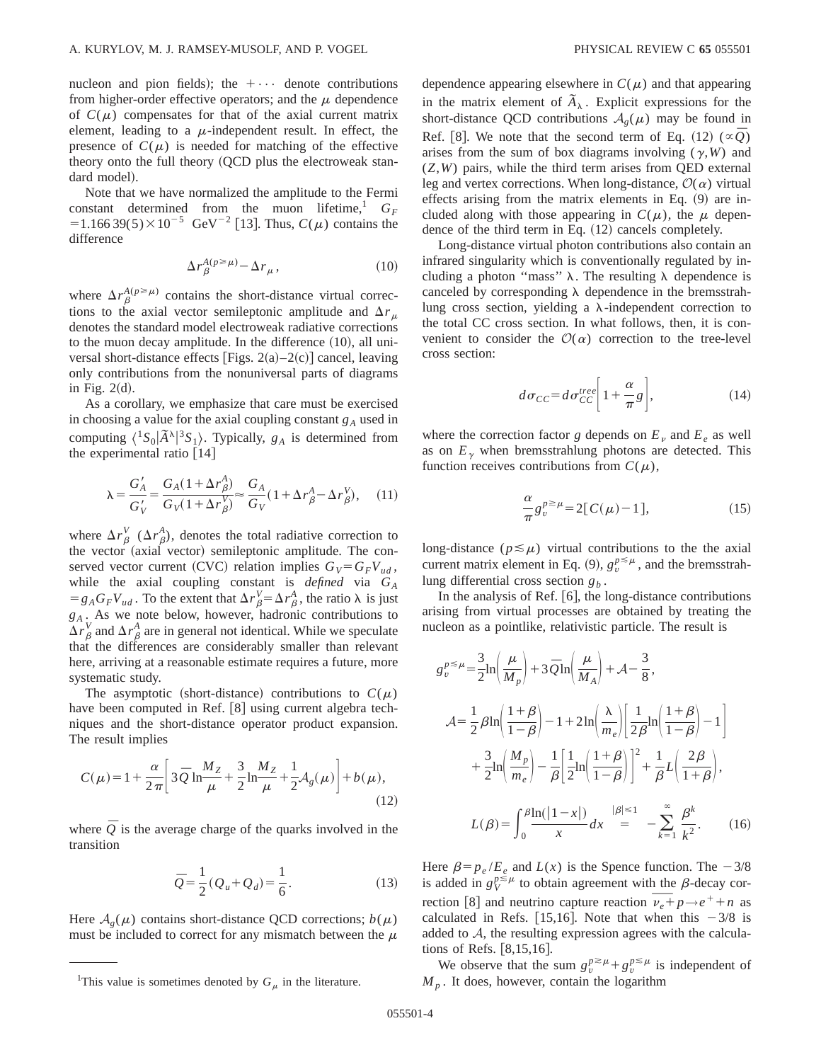nucleon and pion fields); the $+\cdots$ denote contributions from higher-order effective operators; and the $\mu$ dependence of $C(\mu)$ compensates for that of the axial current matrix element, leading to a $\mu$-independent result. In effect, the presence of $C(\mu)$ is needed for matching of the effective theory onto the full theory (QCD plus the electroweak standard model).

Note that we have normalized the amplitude to the Fermi constant determined from the muon lifetime,[1] $G_F = 1.166\,39(5)\times 10^{-5}\ \mathrm{GeV}^{-2}$ [13]. Thus, $C(\mu)$ contains the difference

$$\Delta r_\beta^{A(p\geq\mu)} - \Delta r_\mu, \tag{10}$$

where $\Delta r_\beta^{A(p\geq\mu)}$ contains the short-distance virtual corrections to the axial vector semileptonic amplitude and $\Delta r_\mu$ denotes the standard model electroweak radiative corrections to the muon decay amplitude. In the difference (10), all universal short-distance effects [Figs. 2(a)–2(c)] cancel, leaving only contributions from the nonuniversal parts of diagrams in Fig. 2(d).

As a corollary, we emphasize that care must be exercised in choosing a value for the axial coupling constant $g_A$ used in computing $\langle {}^1S_0|\tilde{A}^\lambda|{}^3S_1\rangle$. Typically, $g_A$ is determined from the experimental ratio [14]

$$\lambda = \frac{G_A'}{G_V'} = \frac{G_A(1+\Delta r_\beta^A)}{G_V(1+\Delta r_\beta^V)} \approx \frac{G_A}{G_V}(1+\Delta r_\beta^A - \Delta r_\beta^V), \tag{11}$$

where $\Delta r_\beta^V$ ($\Delta r_\beta^A$), denotes the total radiative correction to the vector (axial vector) semileptonic amplitude. The conserved vector current (CVC) relation implies $G_V = G_F V_{ud}$, while the axial coupling constant is *defined* via $G_A = g_A G_F V_{ud}$. To the extent that $\Delta r_\beta^V = \Delta r_\beta^A$, the ratio $\lambda$ is just $g_A$. As we note below, however, hadronic contributions to $\Delta r_\beta^V$ and $\Delta r_\beta^A$ are in general not identical. While we speculate that the differences are considerably smaller than relevant here, arriving at a reasonable estimate requires a future, more systematic study.

The asymptotic (short-distance) contributions to $C(\mu)$ have been computed in Ref. [8] using current algebra techniques and the short-distance operator product expansion. The result implies

$$C(\mu) = 1 + \frac{\alpha}{2\pi}\left[3\bar{Q}\ln\frac{M_Z}{\mu} + \frac{3}{2}\ln\frac{M_Z}{\mu} + \frac{1}{2}\mathcal{A}_g(\mu)\right] + b(\mu), \tag{12}$$

where $\bar{Q}$ is the average charge of the quarks involved in the transition

$$\bar{Q} = \frac{1}{2}(Q_u + Q_d) = \frac{1}{6}. \tag{13}$$

Here $\mathcal{A}_g(\mu)$ contains short-distance QCD corrections; $b(\mu)$ must be included to correct for any mismatch between the $\mu$ dependence appearing elsewhere in $C(\mu)$ and that appearing in the matrix element of $\tilde{A}_\lambda$. Explicit expressions for the short-distance QCD contributions $\mathcal{A}_g(\mu)$ may be found in Ref. [8]. We note that the second term of Eq. (12) ($\propto\bar{Q}$) arises from the sum of box diagrams involving $(\gamma,W)$ and $(Z,W)$ pairs, while the third term arises from QED external leg and vertex corrections. When long-distance, $\mathcal{O}(\alpha)$ virtual effects arising from the matrix elements in Eq. (9) are included along with those appearing in $C(\mu)$, the $\mu$ dependence of the third term in Eq. (12) cancels completely.

Long-distance virtual photon contributions also contain an infrared singularity which is conventionally regulated by including a photon "mass" $\lambda$. The resulting $\lambda$ dependence is canceled by corresponding $\lambda$ dependence in the bremsstrahlung cross section, yielding a $\lambda$-independent correction to the total CC cross section. In what follows, then, it is convenient to consider the $\mathcal{O}(\alpha)$ correction to the tree-level cross section:

$$d\sigma_{CC} = d\sigma_{CC}^{tree}\left[1 + \frac{\alpha}{\pi}g\right], \tag{14}$$

where the correction factor $g$ depends on $E_\nu$ and $E_e$ as well as on $E_\gamma$ when bremsstrahlung photons are detected. This function receives contributions from $C(\mu)$,

$$\frac{\alpha}{\pi}g_v^{p\geq\mu} = 2[C(\mu)-1], \tag{15}$$

long-distance ($p\lesssim\mu$) virtual contributions to the the axial current matrix element in Eq. (9), $g_v^{p\lesssim\mu}$, and the bremsstrahlung differential cross section $g_b$.

In the analysis of Ref. [6], the long-distance contributions arising from virtual processes are obtained by treating the nucleon as a pointlike, relativistic particle. The result is

$$g_v^{p\lesssim\mu} = \frac{3}{2}\ln\left(\frac{\mu}{M_p}\right) + 3\bar{Q}\ln\left(\frac{\mu}{M_A}\right) + \mathcal{A} - \frac{3}{8},$$

$$\mathcal{A} = \frac{1}{2}\beta\ln\left(\frac{1+\beta}{1-\beta}\right) - 1 + 2\ln\left(\frac{\lambda}{m_e}\right)\left[\frac{1}{2\beta}\ln\left(\frac{1+\beta}{1-\beta}\right) - 1\right] + \frac{3}{2}\ln\left(\frac{M_p}{m_e}\right) - \frac{1}{\beta}\left[\frac{1}{2}\ln\left(\frac{1+\beta}{1-\beta}\right)\right]^2 + \frac{1}{\beta}L\left(\frac{2\beta}{1+\beta}\right),$$

$$L(\beta) = \int_0^\beta \frac{\ln(|1-x|)}{x}dx \overset{|\beta|\leq 1}{=} -\sum_{k=1}^{\infty}\frac{\beta^k}{k^2}. \tag{16}$$

Here $\beta = p_e/E_e$ and $L(x)$ is the Spence function. The $-3/8$ is added in $g_V^{p\lesssim\mu}$ to obtain agreement with the $\beta$-decay correction [8] and neutrino capture reaction $\overline{\nu_e} + p \to e^+ + n$ as calculated in Refs. [15,16]. Note that when this $-3/8$ is added to $\mathcal{A}$, the resulting expression agrees with the calculations of Refs. [8,15,16].

We observe that the sum $g_v^{p\geq\mu} + g_v^{p\lesssim\mu}$ is independent of $M_p$. It does, however, contain the logarithm

---

[1] This value is sometimes denoted by $G_\mu$ in the literature.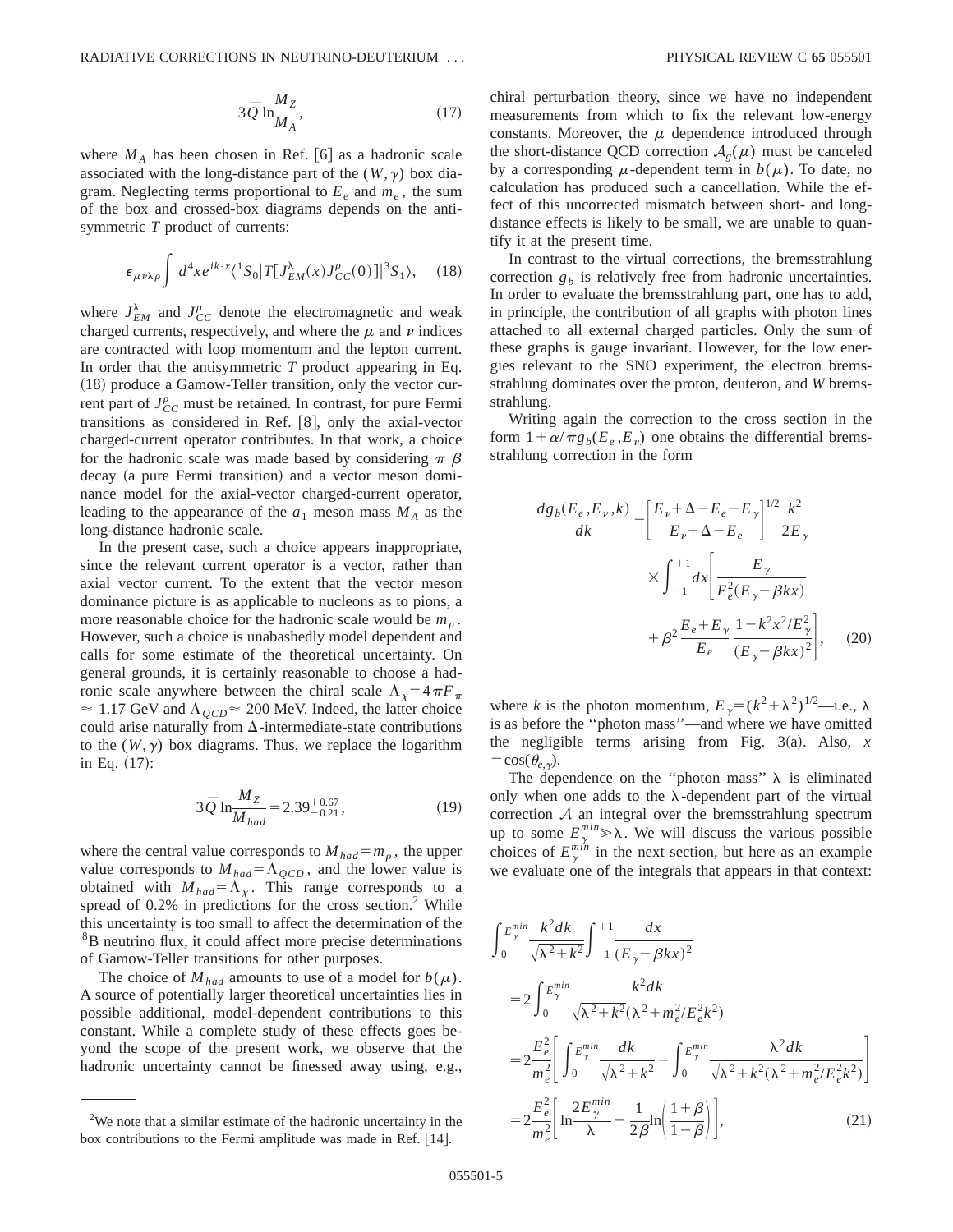$$3\bar{Q}\ln\frac{M_Z}{M_A}, \tag{17}$$

where $M_A$ has been chosen in Ref. [6] as a hadronic scale associated with the long-distance part of the $(W,\gamma)$ box diagram. Neglecting terms proportional to $E_e$ and $m_e$, the sum of the box and crossed-box diagrams depends on the antisymmetric $T$ product of currents:

$$\epsilon_{\mu\nu\lambda\rho}\int d^4x e^{ik\cdot x}\langle {}^1S_0|T[J^{\lambda}_{EM}(x)J^{\rho}_{CC}(0)]|{}^3S_1\rangle, \tag{18}$$

where $J^{\lambda}_{EM}$ and $J^{\rho}_{CC}$ denote the electromagnetic and weak charged currents, respectively, and where the $\mu$ and $\nu$ indices are contracted with loop momentum and the lepton current. In order that the antisymmetric $T$ product appearing in Eq. (18) produce a Gamow-Teller transition, only the vector current part of $J^{\rho}_{CC}$ must be retained. In contrast, for pure Fermi transitions as considered in Ref. [8], only the axial-vector charged-current operator contributes. In that work, a choice for the hadronic scale was made based by considering $\pi$ $\beta$ decay (a pure Fermi transition) and a vector meson dominance model for the axial-vector charged-current operator, leading to the appearance of the $a_1$ meson mass $M_A$ as the long-distance hadronic scale.

In the present case, such a choice appears inappropriate, since the relevant current operator is a vector, rather than axial vector current. To the extent that the vector meson dominance picture is as applicable to nucleons as to pions, a more reasonable choice for the hadronic scale would be $m_\rho$. However, such a choice is unabashedly model dependent and calls for some estimate of the theoretical uncertainty. On general grounds, it is certainly reasonable to choose a hadronic scale anywhere between the chiral scale $\Lambda_\chi = 4\pi F_\pi \approx 1.17$ GeV and $\Lambda_{QCD}\approx 200$ MeV. Indeed, the latter choice could arise naturally from $\Delta$-intermediate-state contributions to the $(W,\gamma)$ box diagrams. Thus, we replace the logarithm in Eq. (17):

$$3\bar{Q}\ln\frac{M_Z}{M_{had}} = 2.39^{+0.67}_{-0.21}, \tag{19}$$

where the central value corresponds to $M_{had}=m_\rho$, the upper value corresponds to $M_{had}=\Lambda_{QCD}$, and the lower value is obtained with $M_{had}=\Lambda_\chi$. This range corresponds to a spread of 0.2% in predictions for the cross section.[2] While this uncertainty is too small to affect the determination of the $^8$B neutrino flux, it could affect more precise determinations of Gamow-Teller transitions for other purposes.

The choice of $M_{had}$ amounts to use of a model for $b(\mu)$. A source of potentially larger theoretical uncertainties lies in possible additional, model-dependent contributions to this constant. While a complete study of these effects goes beyond the scope of the present work, we observe that the hadronic uncertainty cannot be finessed away using, e.g., chiral perturbation theory, since we have no independent measurements from which to fix the relevant low-energy constants. Moreover, the $\mu$ dependence introduced through the short-distance QCD correction $\mathcal{A}_g(\mu)$ must be canceled by a corresponding $\mu$-dependent term in $b(\mu)$. To date, no calculation has produced such a cancellation. While the effect of this uncorrected mismatch between short- and long-distance effects is likely to be small, we are unable to quantify it at the present time.

[2]We note that a similar estimate of the hadronic uncertainty in the box contributions to the Fermi amplitude was made in Ref. [14].

In contrast to the virtual corrections, the bremsstrahlung correction $g_b$ is relatively free from hadronic uncertainties. In order to evaluate the bremsstrahlung part, one has to add, in principle, the contribution of all graphs with photon lines attached to all external charged particles. Only the sum of these graphs is gauge invariant. However, for the low energies relevant to the SNO experiment, the electron bremsstrahlung dominates over the proton, deuteron, and $W$ bremsstrahlung.

Writing again the correction to the cross section in the form $1+\alpha/\pi g_b(E_e,E_\nu)$ one obtains the differential bremsstrahlung correction in the form

$$\frac{dg_b(E_e,E_\nu,k)}{dk} = \left[\frac{E_\nu+\Delta-E_e-E_\gamma}{E_\nu+\Delta-E_e}\right]^{1/2}\frac{k^2}{2E_\gamma} \times\int_{-1}^{+1}dx\left[\frac{E_\gamma}{E_e^2(E_\gamma-\beta kx)} + \beta^2\frac{E_e+E_\gamma}{E_e}\frac{1-k^2x^2/E_\gamma^2}{(E_\gamma-\beta kx)^2}\right], \tag{20}$$

where $k$ is the photon momentum, $E_\gamma=(k^2+\lambda^2)^{1/2}$—i.e., $\lambda$ is as before the "photon mass"—and where we have omitted the negligible terms arising from Fig. 3(a). Also, $x=\cos(\theta_{e,\gamma})$.

The dependence on the "photon mass" $\lambda$ is eliminated only when one adds to the $\lambda$-dependent part of the virtual correction $\mathcal{A}$ an integral over the bremsstrahlung spectrum up to some $E_\gamma^{min}\gg\lambda$. We will discuss the various possible choices of $E_\gamma^{min}$ in the next section, but here as an example we evaluate one of the integrals that appears in that context:

$$\begin{aligned}
&\int_0^{E_\gamma^{min}}\frac{k^2dk}{\sqrt{\lambda^2+k^2}}\int_{-1}^{+1}\frac{dx}{(E_\gamma-\beta kx)^2}\\
&=2\int_0^{E_\gamma^{min}}\frac{k^2dk}{\sqrt{\lambda^2+k^2}(\lambda^2+m_e^2/E_e^2k^2)}\\
&=2\frac{E_e^2}{m_e^2}\left[\int_0^{E_\gamma^{min}}\frac{dk}{\sqrt{\lambda^2+k^2}}-\int_0^{E_\gamma^{min}}\frac{\lambda^2dk}{\sqrt{\lambda^2+k^2}(\lambda^2+m_e^2/E_e^2k^2)}\right]\\
&=2\frac{E_e^2}{m_e^2}\left[\ln\frac{2E_\gamma^{min}}{\lambda}-\frac{1}{2\beta}\ln\left(\frac{1+\beta}{1-\beta}\right)\right],
\end{aligned} \tag{21}$$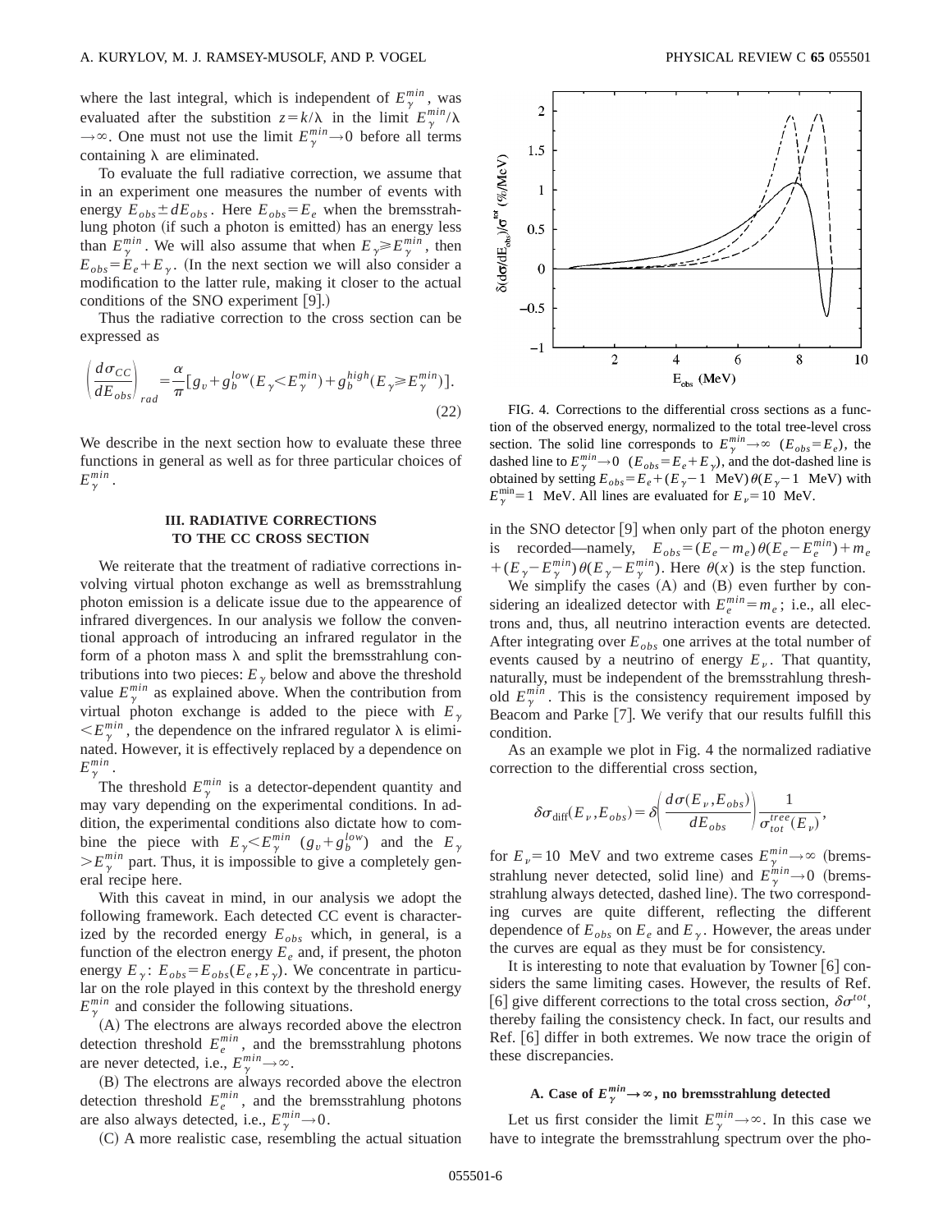where the last integral, which is independent of $E_\gamma^{min}$, was evaluated after the substition $z = k/\lambda$ in the limit $E_\gamma^{min}/\lambda \to \infty$. One must not use the limit $E_\gamma^{min} \to 0$ before all terms containing $\lambda$ are eliminated.

To evaluate the full radiative correction, we assume that in an experiment one measures the number of events with energy $E_{obs} \pm dE_{obs}$. Here $E_{obs} = E_e$ when the bremsstrahlung photon (if such a photon is emitted) has an energy less than $E_\gamma^{min}$. We will also assume that when $E_\gamma \geq E_\gamma^{min}$, then $E_{obs} = E_e + E_\gamma$. (In the next section we will also consider a modification to the latter rule, making it closer to the actual conditions of the SNO experiment [9].)

Thus the radiative correction to the cross section can be expressed as

$$\left(\frac{d\sigma_{CC}}{dE_{obs}}\right)_{rad} = \frac{\alpha}{\pi}\left[g_v + g_b^{low}(E_\gamma < E_\gamma^{min}) + g_b^{high}(E_\gamma \geq E_\gamma^{min})\right]. \tag{22}$$

We describe in the next section how to evaluate these three functions in general as well as for three particular choices of $E_\gamma^{min}$.

## III. RADIATIVE CORRECTIONS TO THE CC CROSS SECTION

We reiterate that the treatment of radiative corrections involving virtual photon exchange as well as bremsstrahlung photon emission is a delicate issue due to the appearence of infrared divergences. In our analysis we follow the conventional approach of introducing an infrared regulator in the form of a photon mass $\lambda$ and split the bremsstrahlung contributions into two pieces: $E_\gamma$ below and above the threshold value $E_\gamma^{min}$ as explained above. When the contribution from virtual photon exchange is added to the piece with $E_\gamma < E_\gamma^{min}$, the dependence on the infrared regulator $\lambda$ is eliminated. However, it is effectively replaced by a dependence on $E_\gamma^{min}$.

The threshold $E_\gamma^{min}$ is a detector-dependent quantity and may vary depending on the experimental conditions. In addition, the experimental conditions also dictate how to combine the piece with $E_\gamma < E_\gamma^{min}$ ($g_v + g_b^{low}$) and the $E_\gamma > E_\gamma^{min}$ part. Thus, it is impossible to give a completely general recipe here.

With this caveat in mind, in our analysis we adopt the following framework. Each detected CC event is characterized by the recorded energy $E_{obs}$ which, in general, is a function of the electron energy $E_e$ and, if present, the photon energy $E_\gamma$: $E_{obs} = E_{obs}(E_e, E_\gamma)$. We concentrate in particular on the role played in this context by the threshold energy $E_\gamma^{min}$ and consider the following situations.

(A) The electrons are always recorded above the electron detection threshold $E_e^{min}$, and the bremsstrahlung photons are never detected, i.e., $E_\gamma^{min} \to \infty$.

(B) The electrons are always recorded above the electron detection threshold $E_e^{min}$, and the bremsstrahlung photons are also always detected, i.e., $E_\gamma^{min} \to 0$.

(C) A more realistic case, resembling the actual situation in the SNO detector [9] when only part of the photon energy is recorded—namely, $E_{obs} = (E_e - m_e)\theta(E_e - E_e^{min}) + m_e + (E_\gamma - E_\gamma^{min})\theta(E_\gamma - E_\gamma^{min})$. Here $\theta(x)$ is the step function.

FIG. 4. Corrections to the differential cross sections as a function of the observed energy, normalized to the total tree-level cross section. The solid line corresponds to $E_\gamma^{min} \to \infty$ ($E_{obs} = E_e$), the dashed line to $E_\gamma^{min} \to 0$ ($E_{obs} = E_e + E_\gamma$), and the dot-dashed line is obtained by setting $E_{obs} = E_e + (E_\gamma - 1\ \text{MeV})\theta(E_\gamma - 1\ \text{MeV})$ with $E_\gamma^{min} = 1$ MeV. All lines are evaluated for $E_\nu = 10$ MeV.

We simplify the cases (A) and (B) even further by considering an idealized detector with $E_e^{min} = m_e$; i.e., all electrons and, thus, all neutrino interaction events are detected. After integrating over $E_{obs}$ one arrives at the total number of events caused by a neutrino of energy $E_\nu$. That quantity, naturally, must be independent of the bremsstrahlung threshold $E_\gamma^{min}$. This is the consistency requirement imposed by Beacom and Parke [7]. We verify that our results fulfill this condition.

As an example we plot in Fig. 4 the normalized radiative correction to the differential cross section,

$$\delta\sigma_{\text{diff}}(E_\nu, E_{obs}) = \delta\left(\frac{d\sigma(E_\nu, E_{obs})}{dE_{obs}}\right)\frac{1}{\sigma_{tot}^{tree}(E_\nu)},$$

for $E_\nu = 10$ MeV and two extreme cases $E_\gamma^{min} \to \infty$ (bremsstrahlung never detected, solid line) and $E_\gamma^{min} \to 0$ (bremsstrahlung always detected, dashed line). The two corresponding curves are quite different, reflecting the different dependence of $E_{obs}$ on $E_e$ and $E_\gamma$. However, the areas under the curves are equal as they must be for consistency.

It is interesting to note that evaluation by Towner [6] considers the same limiting cases. However, the results of Ref. [6] give different corrections to the total cross section, $\delta\sigma^{tot}$, thereby failing the consistency check. In fact, our results and Ref. [6] differ in both extremes. We now trace the origin of these discrepancies.

### A. Case of $E_\gamma^{min} \to \infty$, no bremsstrahlung detected

Let us first consider the limit $E_\gamma^{min} \to \infty$. In this case we have to integrate the bremsstrahlung spectrum over the pho-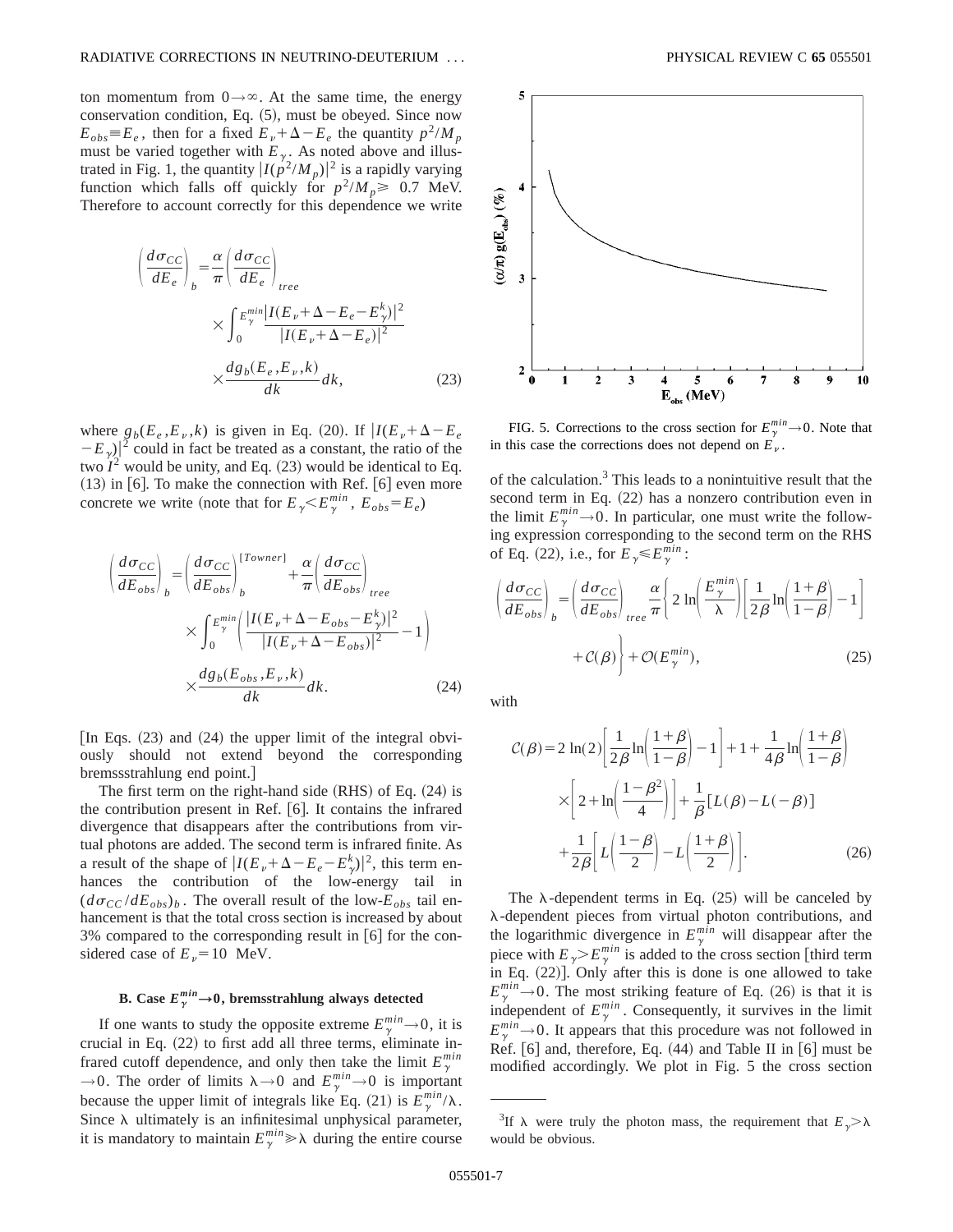ton momentum from $0 \to \infty$. At the same time, the energy conservation condition, Eq. (5), must be obeyed. Since now $E_{obs} \equiv E_e$, then for a fixed $E_\nu + \Delta - E_e$ the quantity $p^2/M_p$ must be varied together with $E_\gamma$. As noted above and illustrated in Fig. 1, the quantity $|I(p^2/M_p)|^2$ is a rapidly varying function which falls off quickly for $p^2/M_p \geq 0.7$ MeV. Therefore to account correctly for this dependence we write

$$\left(\frac{d\sigma_{CC}}{dE_e}\right)_b = \frac{\alpha}{\pi}\left(\frac{d\sigma_{CC}}{dE_e}\right)_{tree} \times \int_0^{E_\gamma^{min}} \frac{|I(E_\nu + \Delta - E_e - E_\gamma^k)|^2}{|I(E_\nu + \Delta - E_e)|^2} \times \frac{dg_b(E_e, E_\nu, k)}{dk} dk, \tag{23}$$

where $g_b(E_e, E_\nu, k)$ is given in Eq. (20). If $|I(E_\nu + \Delta - E_e - E_\gamma)|^2$ could in fact be treated as a constant, the ratio of the two $I^2$ would be unity, and Eq. (23) would be identical to Eq. (13) in [6]. To make the connection with Ref. [6] even more concrete we write (note that for $E_\gamma < E_\gamma^{min}$, $E_{obs} = E_e$)

$$\left(\frac{d\sigma_{CC}}{dE_{obs}}\right)_b = \left(\frac{d\sigma_{CC}}{dE_{obs}}\right)_b^{[Towner]} + \frac{\alpha}{\pi}\left(\frac{d\sigma_{CC}}{dE_{obs}}\right)_{tree} \times \int_0^{E_\gamma^{min}} \left(\frac{|I(E_\nu + \Delta - E_{obs} - E_\gamma^k)|^2}{|I(E_\nu + \Delta - E_{obs})|^2} - 1\right) \times \frac{dg_b(E_{obs}, E_\nu, k)}{dk} dk. \tag{24}$$

[In Eqs. (23) and (24) the upper limit of the integral obviously should not extend beyond the corresponding bremssstrahlung end point.]

The first term on the right-hand side (RHS) of Eq. (24) is the contribution present in Ref. [6]. It contains the infrared divergence that disappears after the contributions from virtual photons are added. The second term is infrared finite. As a result of the shape of $|I(E_\nu + \Delta - E_e - E_\gamma^k)|^2$, this term enhances the contribution of the low-energy tail in $(d\sigma_{CC}/dE_{obs})_b$. The overall result of the low-$E_{obs}$ tail enhancement is that the total cross section is increased by about 3% compared to the corresponding result in [6] for the considered case of $E_\nu = 10$ MeV.

### B. Case $E_\gamma^{min} \to 0$, bremsstrahlung always detected

If one wants to study the opposite extreme $E_\gamma^{min} \to 0$, it is crucial in Eq. (22) to first add all three terms, eliminate infrared cutoff dependence, and only then take the limit $E_\gamma^{min} \to 0$. The order of limits $\lambda \to 0$ and $E_\gamma^{min} \to 0$ is important because the upper limit of integrals like Eq. (21) is $E_\gamma^{min}/\lambda$. Since $\lambda$ ultimately is an infinitesimal unphysical parameter, it is mandatory to maintain $E_\gamma^{min} \gg \lambda$ during the entire course of the calculation.[3] This leads to a nonintuitive result that the second term in Eq. (22) has a nonzero contribution even in the limit $E_\gamma^{min} \to 0$. In particular, one must write the following expression corresponding to the second term on the RHS of Eq. (22), i.e., for $E_\gamma \leq E_\gamma^{min}$:

FIG. 5. Corrections to the cross section for $E_\gamma^{min} \to 0$. Note that in this case the corrections does not depend on $E_\nu$.

$$\left(\frac{d\sigma_{CC}}{dE_{obs}}\right)_b = \left(\frac{d\sigma_{CC}}{dE_{obs}}\right)_{tree} \frac{\alpha}{\pi}\left\{2\ln\left(\frac{E_\gamma^{min}}{\lambda}\right)\left[\frac{1}{2\beta}\ln\left(\frac{1+\beta}{1-\beta}\right) - 1\right] + \mathcal{C}(\beta)\right\} + \mathcal{O}(E_\gamma^{min}), \tag{25}$$

with

$$\mathcal{C}(\beta) = 2\ln(2)\left[\frac{1}{2\beta}\ln\left(\frac{1+\beta}{1-\beta}\right) - 1\right] + 1 + \frac{1}{4\beta}\ln\left(\frac{1+\beta}{1-\beta}\right) \times \left[2 + \ln\left(\frac{1-\beta^2}{4}\right)\right] + \frac{1}{\beta}[L(\beta) - L(-\beta)] + \frac{1}{2\beta}\left[L\left(\frac{1-\beta}{2}\right) - L\left(\frac{1+\beta}{2}\right)\right]. \tag{26}$$

The $\lambda$-dependent terms in Eq. (25) will be canceled by $\lambda$-dependent pieces from virtual photon contributions, and the logarithmic divergence in $E_\gamma^{min}$ will disappear after the piece with $E_\gamma > E_\gamma^{min}$ is added to the cross section [third term in Eq. (22)]. Only after this is done is one allowed to take $E_\gamma^{min} \to 0$. The most striking feature of Eq. (26) is that it is independent of $E_\gamma^{min}$. Consequently, it survives in the limit $E_\gamma^{min} \to 0$. It appears that this procedure was not followed in Ref. [6] and, therefore, Eq. (44) and Table II in [6] must be modified accordingly. We plot in Fig. 5 the cross section

[3] If $\lambda$ were truly the photon mass, the requirement that $E_\gamma > \lambda$ would be obvious.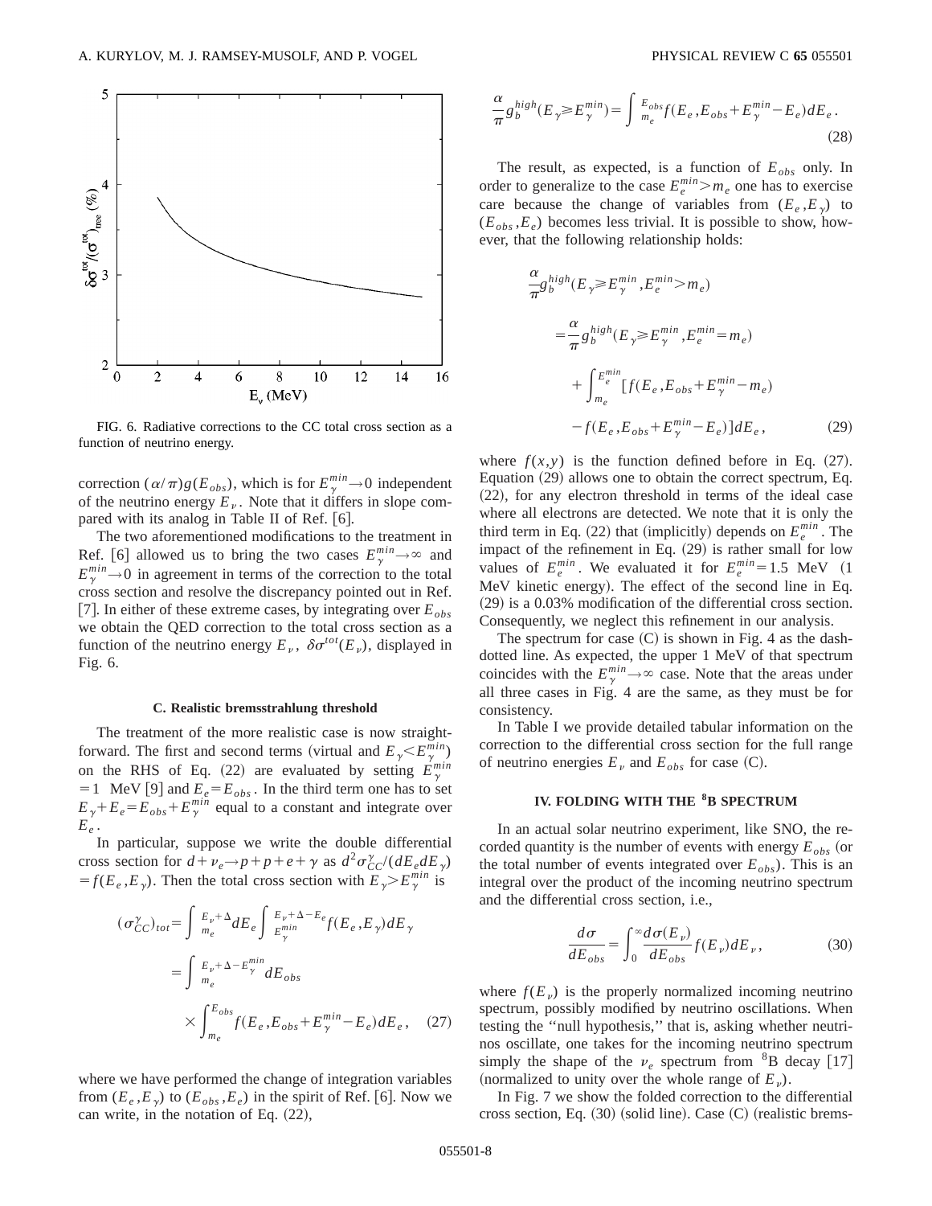FIG. 6. Radiative corrections to the CC total cross section as a function of neutrino energy.

correction $(\alpha/\pi)g(E_{obs})$, which is for $E_\gamma^{min}\to 0$ independent of the neutrino energy $E_\nu$. Note that it differs in slope compared with its analog in Table II of Ref. [6].

The two aforementioned modifications to the treatment in Ref. [6] allowed us to bring the two cases $E_\gamma^{min}\to\infty$ and $E_\gamma^{min}\to 0$ in agreement in terms of the correction to the total cross section and resolve the discrepancy pointed out in Ref. [7]. In either of these extreme cases, by integrating over $E_{obs}$ we obtain the QED correction to the total cross section as a function of the neutrino energy $E_\nu$, $\delta\sigma^{tot}(E_\nu)$, displayed in Fig. 6.

### C. Realistic bremsstrahlung threshold

The treatment of the more realistic case is now straightforward. The first and second terms (virtual and $E_\gamma < E_\gamma^{min}$) on the RHS of Eq. (22) are evaluated by setting $E_\gamma^{min} = 1$ MeV [9] and $E_e = E_{obs}$. In the third term one has to set $E_\gamma + E_e = E_{obs} + E_\gamma^{min}$ equal to a constant and integrate over $E_e$.

In particular, suppose we write the double differential cross section for $d+\nu_e \to p+p+e+\gamma$ as $d^2\sigma_{CC}^{\gamma}/(dE_e dE_\gamma) = f(E_e,E_\gamma)$. Then the total cross section with $E_\gamma > E_\gamma^{min}$ is

$$
\begin{aligned}
(\sigma_{CC}^{\gamma})_{tot} &= \int_{m_e}^{E_\nu+\Delta} dE_e \int_{E_\gamma^{min}}^{E_\nu+\Delta-E_e} f(E_e,E_\gamma)dE_\gamma \\
&= \int_{m_e}^{E_\nu+\Delta-E_\gamma^{min}} dE_{obs} \\
&\quad \times \int_{m_e}^{E_{obs}} f(E_e, E_{obs}+E_\gamma^{min}-E_e)dE_e, \qquad (27)
\end{aligned}
$$

where we have performed the change of integration variables from $(E_e,E_\gamma)$ to $(E_{obs},E_e)$ in the spirit of Ref. [6]. Now we can write, in the notation of Eq. (22),

$$
\frac{\alpha}{\pi} g_b^{high}(E_\gamma \geqslant E_\gamma^{min}) = \int_{m_e}^{E_{obs}} f(E_e, E_{obs}+E_\gamma^{min}-E_e)dE_e. \qquad (28)
$$

The result, as expected, is a function of $E_{obs}$ only. In order to generalize to the case $E_e^{min} > m_e$ one has to exercise care because the change of variables from $(E_e,E_\gamma)$ to $(E_{obs},E_e)$ becomes less trivial. It is possible to show, however, that the following relationship holds:

$$
\begin{aligned}
&\frac{\alpha}{\pi} g_b^{high}(E_\gamma \geqslant E_\gamma^{min}, E_e^{min} > m_e) \\
&= \frac{\alpha}{\pi} g_b^{high}(E_\gamma \geqslant E_\gamma^{min}, E_e^{min} = m_e) \\
&\quad + \int_{m_e}^{E_e^{min}} [f(E_e, E_{obs}+E_\gamma^{min}-m_e) \\
&\quad - f(E_e, E_{obs}+E_\gamma^{min}-E_e)]dE_e, \qquad (29)
\end{aligned}
$$

where $f(x,y)$ is the function defined before in Eq. (27). Equation (29) allows one to obtain the correct spectrum, Eq. (22), for any electron threshold in terms of the ideal case where all electrons are detected. We note that it is only the third term in Eq. (22) that (implicitly) depends on $E_e^{min}$. The impact of the refinement in Eq. (29) is rather small for low values of $E_e^{min}$. We evaluated it for $E_e^{min}=1.5$ MeV (1 MeV kinetic energy). The effect of the second line in Eq. (29) is a 0.03% modification of the differential cross section. Consequently, we neglect this refinement in our analysis.

The spectrum for case (C) is shown in Fig. 4 as the dash-dotted line. As expected, the upper 1 MeV of that spectrum coincides with the $E_\gamma^{min}\to\infty$ case. Note that the areas under all three cases in Fig. 4 are the same, as they must be for consistency.

In Table I we provide detailed tabular information on the correction to the differential cross section for the full range of neutrino energies $E_\nu$ and $E_{obs}$ for case (C).

## IV. FOLDING WITH THE $^8$B SPECTRUM

In an actual solar neutrino experiment, like SNO, the recorded quantity is the number of events with energy $E_{obs}$ (or the total number of events integrated over $E_{obs}$). This is an integral over the product of the incoming neutrino spectrum and the differential cross section, i.e.,

$$
\frac{d\sigma}{dE_{obs}} = \int_0^\infty \frac{d\sigma(E_\nu)}{dE_{obs}} f(E_\nu)dE_\nu, \qquad (30)
$$

where $f(E_\nu)$ is the properly normalized incoming neutrino spectrum, possibly modified by neutrino oscillations. When testing the "null hypothesis," that is, asking whether neutrinos oscillate, one takes for the incoming neutrino spectrum simply the shape of the $\nu_e$ spectrum from $^8$B decay [17] (normalized to unity over the whole range of $E_\nu$).

In Fig. 7 we show the folded correction to the differential cross section, Eq. (30) (solid line). Case (C) (realistic brems-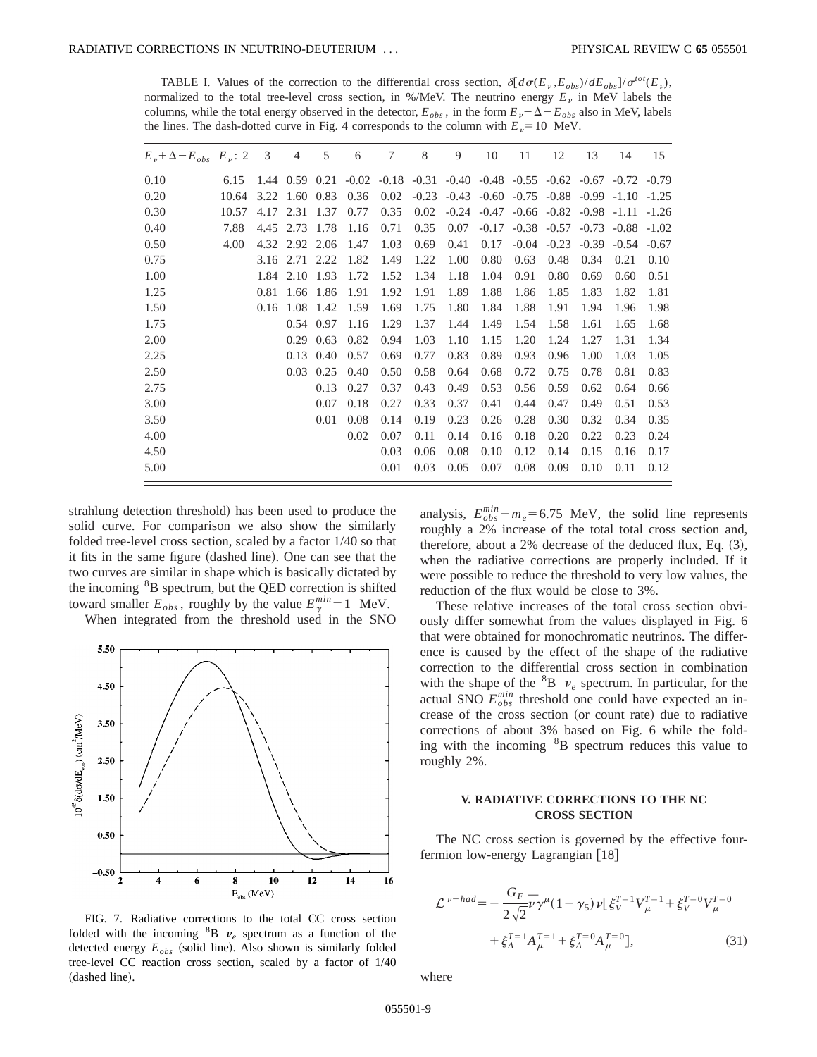TABLE I. Values of the correction to the differential cross section, $\delta[d\sigma(E_\nu, E_{obs})/dE_{obs}]/\sigma^{tot}(E_\nu)$, normalized to the total tree-level cross section, in %/MeV. The neutrino energy $E_\nu$ in MeV labels the columns, while the total energy observed in the detector, $E_{obs}$, in the form $E_\nu + \Delta - E_{obs}$ also in MeV, labels the lines. The dash-dotted curve in Fig. 4 corresponds to the column with $E_\nu = 10$ MeV.

| $E_\nu + \Delta - E_{obs}$ $E_\nu$: | 2 | 3 | 4 | 5 | 6 | 7 | 8 | 9 | 10 | 11 | 12 | 13 | 14 | 15 |
|---|---|---|---|---|---|---|---|---|---|---|---|---|---|---|
| 0.10 | 6.15 | 1.44 | 0.59 | 0.21 | -0.02 | -0.18 | -0.31 | -0.40 | -0.48 | -0.55 | -0.62 | -0.67 | -0.72 | -0.79 |
| 0.20 | 10.64 | 3.22 | 1.60 | 0.83 | 0.36 | 0.02 | -0.23 | -0.43 | -0.60 | -0.75 | -0.88 | -0.99 | -1.10 | -1.25 |
| 0.30 | 10.57 | 4.17 | 2.31 | 1.37 | 0.77 | 0.35 | 0.02 | -0.24 | -0.47 | -0.66 | -0.82 | -0.98 | -1.11 | -1.26 |
| 0.40 | 7.88 | 4.45 | 2.73 | 1.78 | 1.16 | 0.71 | 0.35 | 0.07 | -0.17 | -0.38 | -0.57 | -0.73 | -0.88 | -1.02 |
| 0.50 | 4.00 | 4.32 | 2.92 | 2.06 | 1.47 | 1.03 | 0.69 | 0.41 | 0.17 | -0.04 | -0.23 | -0.39 | -0.54 | -0.67 |
| 0.75 | | 3.16 | 2.71 | 2.22 | 1.82 | 1.49 | 1.22 | 1.00 | 0.80 | 0.63 | 0.48 | 0.34 | 0.21 | 0.10 |
| 1.00 | | 1.84 | 2.10 | 1.93 | 1.72 | 1.52 | 1.34 | 1.18 | 1.04 | 0.91 | 0.80 | 0.69 | 0.60 | 0.51 |
| 1.25 | | 0.81 | 1.66 | 1.86 | 1.91 | 1.92 | 1.91 | 1.89 | 1.88 | 1.86 | 1.85 | 1.83 | 1.82 | 1.81 |
| 1.50 | | 0.16 | 1.08 | 1.42 | 1.59 | 1.69 | 1.75 | 1.80 | 1.84 | 1.88 | 1.91 | 1.94 | 1.96 | 1.98 |
| 1.75 | | | 0.54 | 0.97 | 1.16 | 1.29 | 1.37 | 1.44 | 1.49 | 1.54 | 1.58 | 1.61 | 1.65 | 1.68 |
| 2.00 | | | 0.29 | 0.63 | 0.82 | 0.94 | 1.03 | 1.10 | 1.15 | 1.20 | 1.24 | 1.27 | 1.31 | 1.34 |
| 2.25 | | | 0.13 | 0.40 | 0.57 | 0.69 | 0.77 | 0.83 | 0.89 | 0.93 | 0.96 | 1.00 | 1.03 | 1.05 |
| 2.50 | | | 0.03 | 0.25 | 0.40 | 0.50 | 0.58 | 0.64 | 0.68 | 0.72 | 0.75 | 0.78 | 0.81 | 0.83 |
| 2.75 | | | | 0.13 | 0.27 | 0.37 | 0.43 | 0.49 | 0.53 | 0.56 | 0.59 | 0.62 | 0.64 | 0.66 |
| 3.00 | | | | 0.07 | 0.18 | 0.27 | 0.33 | 0.37 | 0.41 | 0.44 | 0.47 | 0.49 | 0.51 | 0.53 |
| 3.50 | | | | 0.01 | 0.08 | 0.14 | 0.19 | 0.23 | 0.26 | 0.28 | 0.30 | 0.32 | 0.34 | 0.35 |
| 4.00 | | | | | 0.02 | 0.07 | 0.11 | 0.14 | 0.16 | 0.18 | 0.20 | 0.22 | 0.23 | 0.24 |
| 4.50 | | | | | | 0.03 | 0.06 | 0.08 | 0.10 | 0.12 | 0.14 | 0.15 | 0.16 | 0.17 |
| 5.00 | | | | | | 0.01 | 0.03 | 0.05 | 0.07 | 0.08 | 0.09 | 0.10 | 0.11 | 0.12 |

strahlung detection threshold) has been used to produce the solid curve. For comparison we also show the similarly folded tree-level cross section, scaled by a factor 1/40 so that it fits in the same figure (dashed line). One can see that the two curves are similar in shape which is basically dictated by the incoming $^8$B spectrum, but the QED correction is shifted toward smaller $E_{obs}$, roughly by the value $E_\gamma^{min} = 1$ MeV.

When integrated from the threshold used in the SNO analysis, $E_{obs}^{min} - m_e = 6.75$ MeV, the solid line represents roughly a 2% increase of the total total cross section and, therefore, about a 2% decrease of the deduced flux, Eq. (3), when the radiative corrections are properly included. If it were possible to reduce the threshold to very low values, the reduction of the flux would be close to 3%.

FIG. 7. Radiative corrections to the total CC cross section folded with the incoming $^8$B $\nu_e$ spectrum as a function of the detected energy $E_{obs}$ (solid line). Also shown is similarly folded tree-level CC reaction cross section, scaled by a factor of 1/40 (dashed line).

These relative increases of the total cross section obviously differ somewhat from the values displayed in Fig. 6 that were obtained for monochromatic neutrinos. The difference is caused by the effect of the shape of the radiative correction to the differential cross section in combination with the shape of the $^8$B $\nu_e$ spectrum. In particular, for the actual SNO $E_{obs}^{min}$ threshold one could have expected an increase of the cross section (or count rate) due to radiative corrections of about 3% based on Fig. 6 while the folding with the incoming $^8$B spectrum reduces this value to roughly 2%.

## V. RADIATIVE CORRECTIONS TO THE NC CROSS SECTION

The NC cross section is governed by the effective four-fermion low-energy Lagrangian [18]

$$\mathcal{L}^{\nu-had} = -\frac{G_F}{2\sqrt{2}}\bar{\nu}\gamma^\mu(1-\gamma_5)\nu[\xi_V^{T=1}V_\mu^{T=1} + \xi_V^{T=0}V_\mu^{T=0} + \xi_A^{T=1}A_\mu^{T=1} + \xi_A^{T=0}A_\mu^{T=0}], \tag{31}$$

where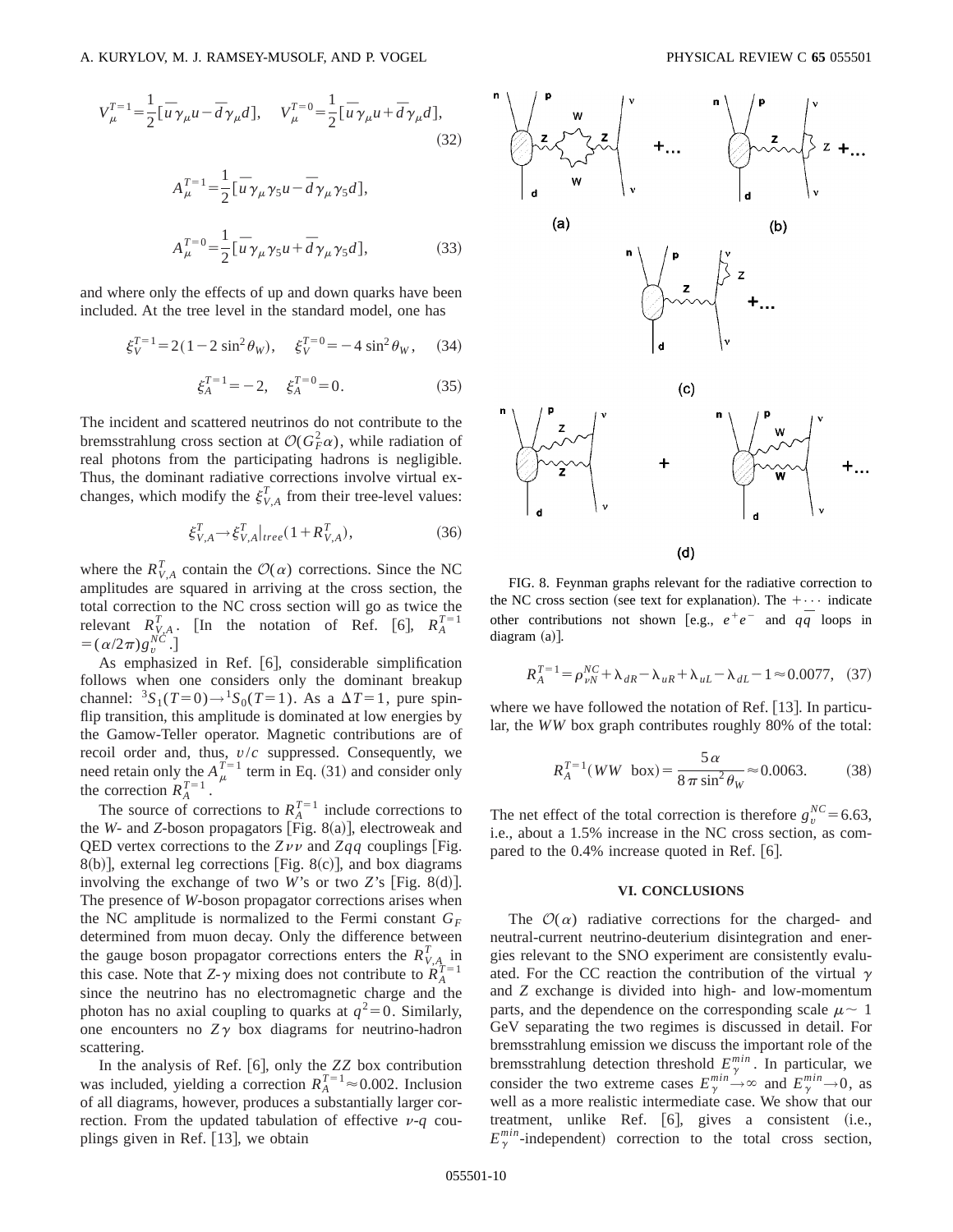$$V_\mu^{T=1} = \frac{1}{2}[\bar{u}\gamma_\mu u - \bar{d}\gamma_\mu d], \quad V_\mu^{T=0} = \frac{1}{2}[\bar{u}\gamma_\mu u + \bar{d}\gamma_\mu d], \tag{32}$$

$$A_\mu^{T=1} = \frac{1}{2}[\bar{u}\gamma_\mu\gamma_5 u - \bar{d}\gamma_\mu\gamma_5 d],$$

$$A_\mu^{T=0} = \frac{1}{2}[\bar{u}\gamma_\mu\gamma_5 u + \bar{d}\gamma_\mu\gamma_5 d], \tag{33}$$

and where only the effects of up and down quarks have been included. At the tree level in the standard model, one has

$$\xi_V^{T=1} = 2(1 - 2\sin^2\theta_W), \quad \xi_V^{T=0} = -4\sin^2\theta_W, \tag{34}$$

$$\xi_A^{T=1} = -2, \quad \xi_A^{T=0} = 0. \tag{35}$$

The incident and scattered neutrinos do not contribute to the bremsstrahlung cross section at $\mathcal{O}(G_F^2\alpha)$, while radiation of real photons from the participating hadrons is negligible. Thus, the dominant radiative corrections involve virtual exchanges, which modify the $\xi_{V,A}^T$ from their tree-level values:

$$\xi_{V,A}^T \to \xi_{V,A}^T|_{tree}(1 + R_{V,A}^T), \tag{36}$$

where the $R_{V,A}^T$ contain the $\mathcal{O}(\alpha)$ corrections. Since the NC amplitudes are squared in arriving at the cross section, the total correction to the NC cross section will go as twice the relevant $R_{V,A}^T$. [In the notation of Ref. [6], $R_A^{T=1} = (\alpha/2\pi)g_v^{NC}$.]

As emphasized in Ref. [6], considerable simplification follows when one considers only the dominant breakup channel: ${}^3S_1(T=0) \to {}^1S_0(T=1)$. As a $\Delta T=1$, pure spin-flip transition, this amplitude is dominated at low energies by the Gamow-Teller operator. Magnetic contributions are of recoil order and, thus, $v/c$ suppressed. Consequently, we need retain only the $A_\mu^{T=1}$ term in Eq. (31) and consider only the correction $R_A^{T=1}$.

The source of corrections to $R_A^{T=1}$ include corrections to the *W*- and *Z*-boson propagators [Fig. 8(a)], electroweak and QED vertex corrections to the $Z\nu\nu$ and $Zqq$ couplings [Fig. 8(b)], external leg corrections [Fig. 8(c)], and box diagrams involving the exchange of two *W*'s or two *Z*'s [Fig. 8(d)]. The presence of *W*-boson propagator corrections arises when the NC amplitude is normalized to the Fermi constant $G_F$ determined from muon decay. Only the difference between the gauge boson propagator corrections enters the $R_{V,A}^T$ in this case. Note that *Z*-$\gamma$ mixing does not contribute to $R_A^{T=1}$ since the neutrino has no electromagnetic charge and the photon has no axial coupling to quarks at $q^2=0$. Similarly, one encounters no $Z\gamma$ box diagrams for neutrino-hadron scattering.

In the analysis of Ref. [6], only the *ZZ* box contribution was included, yielding a correction $R_A^{T=1} \approx 0.002$. Inclusion of all diagrams, however, produces a substantially larger correction. From the updated tabulation of effective $\nu$-$q$ couplings given in Ref. [13], we obtain

FIG. 8. Feynman graphs relevant for the radiative correction to the NC cross section (see text for explanation). The $+\cdots$ indicate other contributions not shown [e.g., $e^+e^-$ and $q\bar{q}$ loops in diagram (a)].

$$R_A^{T=1} = \rho_{\nu N}^{NC} + \lambda_{dR} - \lambda_{uR} + \lambda_{uL} - \lambda_{dL} - 1 \approx 0.0077, \tag{37}$$

where we have followed the notation of Ref. [13]. In particular, the *WW* box graph contributes roughly 80% of the total:

$$R_A^{T=1}(WW\ \text{box}) = \frac{5\alpha}{8\pi\sin^2\theta_W} \approx 0.0063. \tag{38}$$

The net effect of the total correction is therefore $g_v^{NC} = 6.63$, i.e., about a 1.5% increase in the NC cross section, as compared to the 0.4% increase quoted in Ref. [6].

## VI. CONCLUSIONS

The $\mathcal{O}(\alpha)$ radiative corrections for the charged- and neutral-current neutrino-deuterium disintegration and energies relevant to the SNO experiment are consistently evaluated. For the CC reaction the contribution of the virtual $\gamma$ and *Z* exchange is divided into high- and low-momentum parts, and the dependence on the corresponding scale $\mu \sim 1$ GeV separating the two regimes is discussed in detail. For bremsstrahlung emission we discuss the important role of the bremsstrahlung detection threshold $E_\gamma^{min}$. In particular, we consider the two extreme cases $E_\gamma^{min} \to \infty$ and $E_\gamma^{min} \to 0$, as well as a more realistic intermediate case. We show that our treatment, unlike Ref. [6], gives a consistent (i.e., $E_\gamma^{min}$-independent) correction to the total cross section,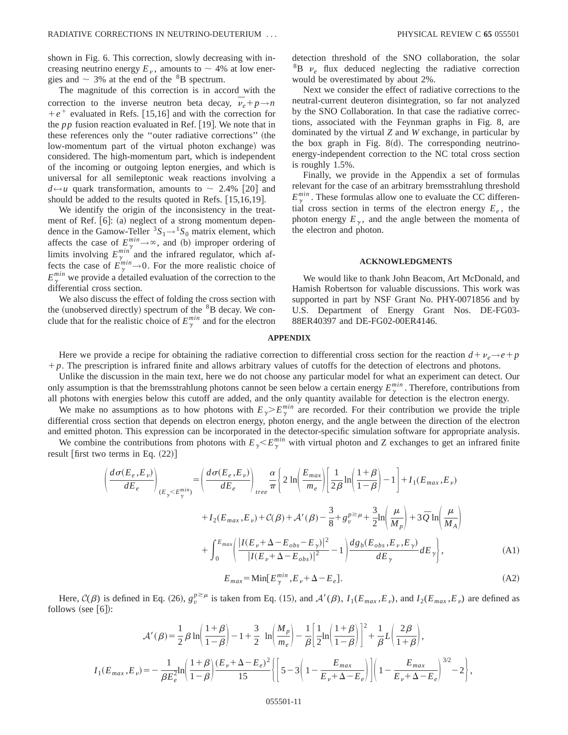shown in Fig. 6. This correction, slowly decreasing with increasing neutrino energy $E_\nu$, amounts to $\sim$ 4% at low energies and $\sim$ 3% at the end of the $^8$B spectrum.

The magnitude of this correction is in accord with the correction to the inverse neutron beta decay, $\bar{\nu}_e + p \to n + e^+$ evaluated in Refs. [15,16] and with the correction for the $pp$ fusion reaction evaluated in Ref. [19]. We note that in these references only the "outer radiative corrections" (the low-momentum part of the virtual photon exchange) was considered. The high-momentum part, which is independent of the incoming or outgoing lepton energies, and which is universal for all semileptonic weak reactions involving a $d \leftrightarrow u$ quark transformation, amounts to $\sim$ 2.4% [20] and should be added to the results quoted in Refs. [15,16,19].

We identify the origin of the inconsistency in the treatment of Ref. [6]: (a) neglect of a strong momentum dependence in the Gamow-Teller $^3S_1 \to {}^1S_0$ matrix element, which affects the case of $E_\gamma^{min} \to \infty$, and (b) improper ordering of limits involving $E_\gamma^{min}$ and the infrared regulator, which affects the case of $E_\gamma^{min} \to 0$. For the more realistic choice of $E_\gamma^{min}$ we provide a detailed evaluation of the correction to the differential cross section.

We also discuss the effect of folding the cross section with the (unobserved directly) spectrum of the $^8$B decay. We conclude that for the realistic choice of $E_\gamma^{min}$ and for the electron detection threshold of the SNO collaboration, the solar $^8$B $\nu_e$ flux deduced neglecting the radiative correction would be overestimated by about 2%.

Next we consider the effect of radiative corrections to the neutral-current deuteron disintegration, so far not analyzed by the SNO Collaboration. In that case the radiative corrections, associated with the Feynman graphs in Fig. 8, are dominated by the virtual $Z$ and $W$ exchange, in particular by the box graph in Fig. 8(d). The corresponding neutrino-energy-independent correction to the NC total cross section is roughly 1.5%.

Finally, we provide in the Appendix a set of formulas relevant for the case of an arbitrary bremsstrahlung threshold $E_\gamma^{min}$. These formulas allow one to evaluate the CC differential cross section in terms of the electron energy $E_e$, the photon energy $E_\gamma$, and the angle between the momenta of the electron and photon.

## ACKNOWLEDGMENTS

We would like to thank John Beacom, Art McDonald, and Hamish Robertson for valuable discussions. This work was supported in part by NSF Grant No. PHY-0071856 and by U.S. Department of Energy Grant Nos. DE-FG03-88ER40397 and DE-FG02-00ER4146.

## APPENDIX

Here we provide a recipe for obtaining the radiative correction to differential cross section for the reaction $d + \nu_e \to e + p + p$. The prescription is infrared finite and allows arbitrary values of cutoffs for the detection of electrons and photons.

Unlike the discussion in the main text, here we do not choose any particular model for what an experiment can detect. Our only assumption is that the bremsstrahlung photons cannot be seen below a certain energy $E_\gamma^{min}$. Therefore, contributions from all photons with energies below this cutoff are added, and the only quantity available for detection is the electron energy.

We make no assumptions as to how photons with $E_\gamma > E_\gamma^{min}$ are recorded. For their contribution we provide the triple differential cross section that depends on electron energy, photon energy, and the angle between the direction of the electron and emitted photon. This expression can be incorporated in the detector-specific simulation software for appropriate analysis.

We combine the contributions from photons with $E_\gamma < E_\gamma^{min}$ with virtual photon and Z exchanges to get an infrared finite result [first two terms in Eq. (22)]

$$
\begin{aligned}
\left(\frac{d\sigma(E_e,E_\nu)}{dE_e}\right)_{(E_\gamma<E_\gamma^{min})} = \left(\frac{d\sigma(E_e,E_\nu)}{dE_e}\right)_{tree} \frac{\alpha}{\pi}\Bigg\{ & 2\ln\left(\frac{E_{max}}{m_e}\right)\left[\frac{1}{2\beta}\ln\left(\frac{1+\beta}{1-\beta}\right)-1\right] + I_1(E_{max},E_\nu) \\
& + I_2(E_{max},E_\nu) + \mathcal{C}(\beta) + \mathcal{A}'(\beta) - \frac{3}{8} + g_v^{p\gtrsim\mu} + \frac{3}{2}\ln\left(\frac{\mu}{M_p}\right) + 3\bar{Q}\ln\left(\frac{\mu}{M_A}\right) \\
& + \int_0^{E_{max}}\left(\frac{|I(E_\nu+\Delta-E_{obs}-E_\gamma)|^2}{|I(E_\nu+\Delta-E_{obs})|^2}-1\right)\frac{dg_b(E_{obs},E_\nu,E_\gamma)}{dE_\gamma}dE_\gamma\Bigg\},
\end{aligned} \tag{A1}
$$

$$
E_{max} = \text{Min}[E_\gamma^{min}, E_\nu + \Delta - E_e]. \tag{A2}
$$

Here, $\mathcal{C}(\beta)$ is defined in Eq. (26), $g_v^{p\gtrsim\mu}$ is taken from Eq. (15), and $\mathcal{A}'(\beta)$, $I_1(E_{max},E_\nu)$, and $I_2(E_{max},E_\nu)$ are defined as follows (see [6]):

$$
\mathcal{A}'(\beta) = \frac{1}{2}\beta\ln\left(\frac{1+\beta}{1-\beta}\right) - 1 + \frac{3}{2}\ \ln\left(\frac{M_p}{m_e}\right) - \frac{1}{\beta}\left[\frac{1}{2}\ln\left(\frac{1+\beta}{1-\beta}\right)\right]^2 + \frac{1}{\beta}L\left(\frac{2\beta}{1+\beta}\right),
$$

$$
I_1(E_{max},E_\nu) = -\frac{1}{\beta E_e^2}\ln\left(\frac{1+\beta}{1-\beta}\right)\frac{(E_\nu+\Delta-E_e)^2}{15}\left\{\left[5-3\left(1-\frac{E_{max}}{E_\nu+\Delta-E_e}\right)\right]\left(1-\frac{E_{max}}{E_\nu+\Delta-E_e}\right)^{3/2}-2\right\},
$$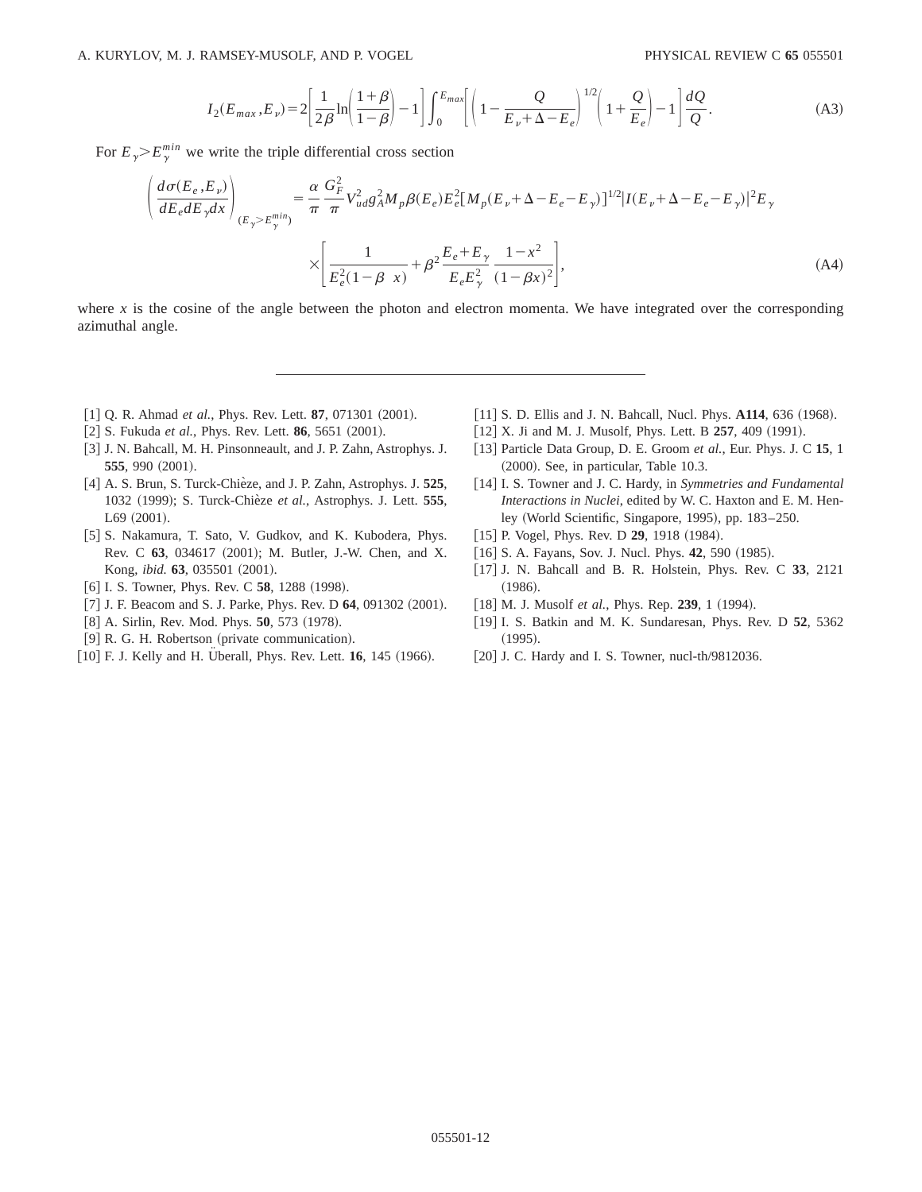$$I_2(E_{max},E_\nu)=2\left[\frac{1}{2\beta}\ln\left(\frac{1+\beta}{1-\beta}\right)-1\right]\int_0^{E_{max}}\left[\left(1-\frac{Q}{E_\nu+\Delta-E_e}\right)^{1/2}\left(1+\frac{Q}{E_e}\right)-1\right]\frac{dQ}{Q}. \tag{A3}$$

For $E_\gamma > E_\gamma^{min}$ we write the triple differential cross section

$$\left(\frac{d\sigma(E_e,E_\nu)}{dE_e dE_\gamma dx}\right)_{(E_\gamma>E_\gamma^{min})} = \frac{\alpha}{\pi}\frac{G_F^2}{\pi}V_{ud}^2 g_A^2 M_p \beta(E_e) E_e^2 [M_p(E_\nu+\Delta-E_e-E_\gamma)]^{1/2} |I(E_\nu+\Delta-E_e-E_\gamma)|^2 E_\gamma \times\left[\frac{1}{E_e^2(1-\beta\ x)}+\beta^2\frac{E_e+E_\gamma}{E_e E_\gamma^2}\frac{1-x^2}{(1-\beta x)^2}\right], \tag{A4}$$

where $x$ is the cosine of the angle between the photon and electron momenta. We have integrated over the corresponding azimuthal angle.

---

[1] Q. R. Ahmad *et al.*, Phys. Rev. Lett. **87**, 071301 (2001).
[2] S. Fukuda *et al.*, Phys. Rev. Lett. **86**, 5651 (2001).
[3] J. N. Bahcall, M. H. Pinsonneault, and J. P. Zahn, Astrophys. J. **555**, 990 (2001).
[4] A. S. Brun, S. Turck-Chièze, and J. P. Zahn, Astrophys. J. **525**, 1032 (1999); S. Turck-Chièze *et al.*, Astrophys. J. Lett. **555**, L69 (2001).
[5] S. Nakamura, T. Sato, V. Gudkov, and K. Kubodera, Phys. Rev. C **63**, 034617 (2001); M. Butler, J.-W. Chen, and X. Kong, *ibid.* **63**, 035501 (2001).
[6] I. S. Towner, Phys. Rev. C **58**, 1288 (1998).
[7] J. F. Beacom and S. J. Parke, Phys. Rev. D **64**, 091302 (2001).
[8] A. Sirlin, Rev. Mod. Phys. **50**, 573 (1978).
[9] R. G. H. Robertson (private communication).
[10] F. J. Kelly and H. Überall, Phys. Rev. Lett. **16**, 145 (1966).
[11] S. D. Ellis and J. N. Bahcall, Nucl. Phys. **A114**, 636 (1968).
[12] X. Ji and M. J. Musolf, Phys. Lett. B **257**, 409 (1991).
[13] Particle Data Group, D. E. Groom *et al.*, Eur. Phys. J. C **15**, 1 (2000). See, in particular, Table 10.3.
[14] I. S. Towner and J. C. Hardy, in *Symmetries and Fundamental Interactions in Nuclei*, edited by W. C. Haxton and E. M. Henley (World Scientific, Singapore, 1995), pp. 183–250.
[15] P. Vogel, Phys. Rev. D **29**, 1918 (1984).
[16] S. A. Fayans, Sov. J. Nucl. Phys. **42**, 590 (1985).
[17] J. N. Bahcall and B. R. Holstein, Phys. Rev. C **33**, 2121 (1986).
[18] M. J. Musolf *et al.*, Phys. Rep. **239**, 1 (1994).
[19] I. S. Batkin and M. K. Sundaresan, Phys. Rev. D **52**, 5362 (1995).
[20] J. C. Hardy and I. S. Towner, nucl-th/9812036.